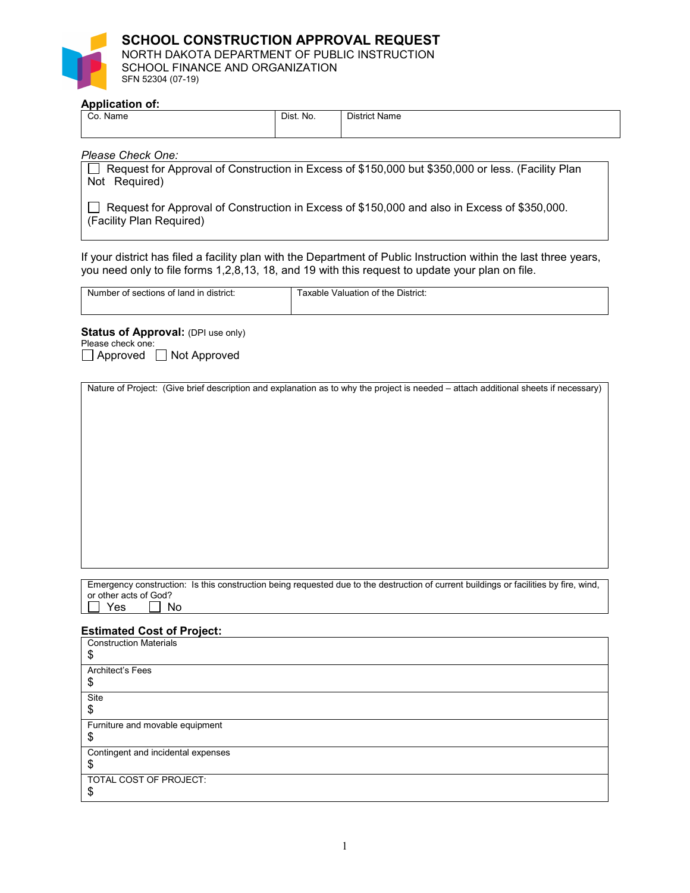# SCHOOL CONSTRUCTION APPROVAL REQUEST

NORTH DAKOTA DEPARTMENT OF PUBLIC INSTRUCTION
SCHOOL FINANCE AND ORGANIZATION
SFN 52304 (07-19)

**Application of:**

| Co. Name | Dist. No. | District Name |
|---|---|---|
| | | |

*Please Check One:*

☐ Request for Approval of Construction in Excess of $150,000 but $350,000 or less. (Facility Plan Not Required)

☐ Request for Approval of Construction in Excess of $150,000 and also in Excess of $350,000. (Facility Plan Required)

If your district has filed a facility plan with the Department of Public Instruction within the last three years, you need only to file forms 1,2,8,13, 18, and 19 with this request to update your plan on file.

| Number of sections of land in district: | Taxable Valuation of the District: |
|---|---|
| | |

**Status of Approval:** (DPI use only)
Please check one:
☐ Approved ☐ Not Approved

Nature of Project: (Give brief description and explanation as to why the project is needed – attach additional sheets if necessary)

Emergency construction: Is this construction being requested due to the destruction of current buildings or facilities by fire, wind, or other acts of God?
☐ Yes ☐ No

**Estimated Cost of Project:**

| Item | Amount |
|---|---|
| Construction Materials | $ |
| Architect's Fees | $ |
| Site | $ |
| Furniture and movable equipment | $ |
| Contingent and incidental expenses | $ |
| TOTAL COST OF PROJECT: | $ |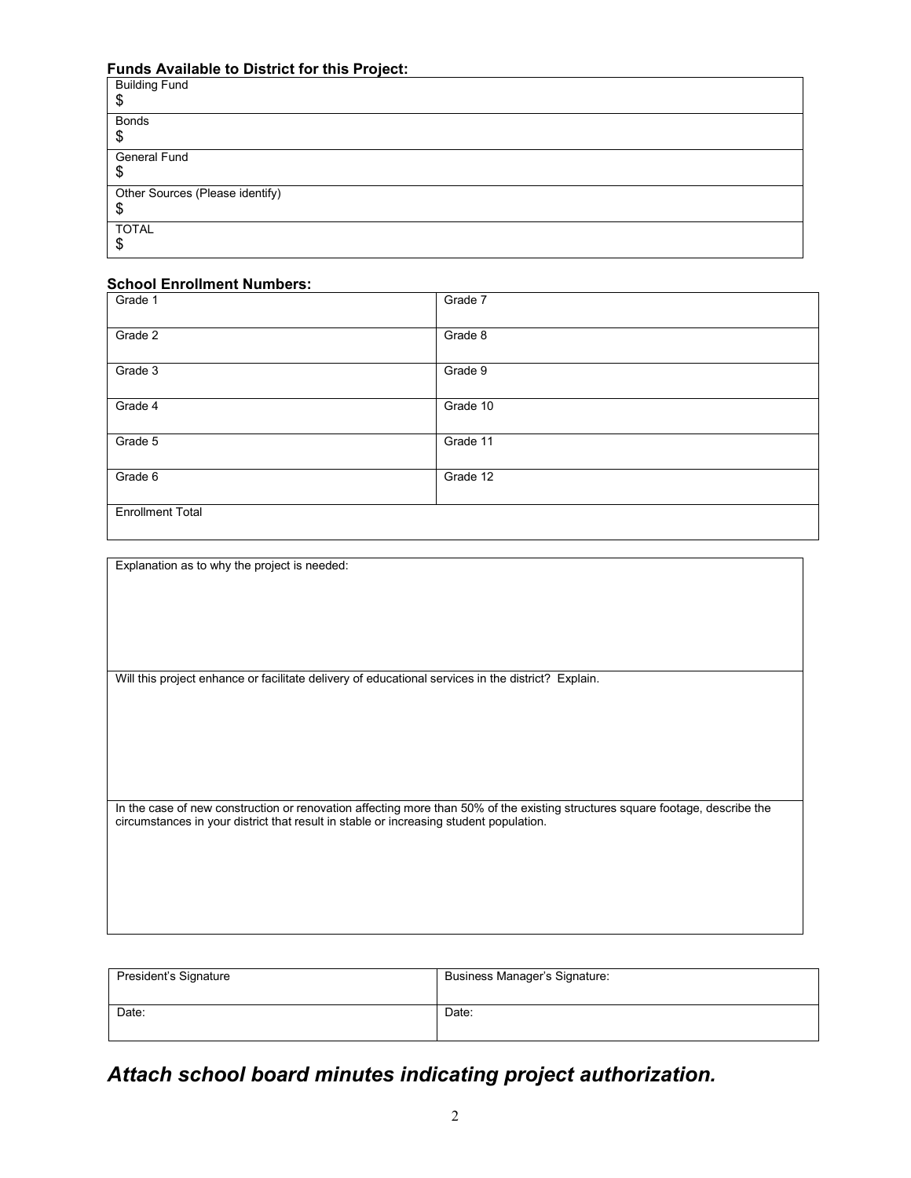**Funds Available to District for this Project:**

| Building Fund<br>$ |
|---|
| Bonds<br>$ |
| General Fund<br>$ |
| Other Sources (Please identify)<br>$ |
| TOTAL<br>$ |

**School Enrollment Numbers:**

| Grade 1 | Grade 7 |
|---|---|
| Grade 2 | Grade 8 |
| Grade 3 | Grade 9 |
| Grade 4 | Grade 10 |
| Grade 5 | Grade 11 |
| Grade 6 | Grade 12 |
| Enrollment Total | |

| Explanation as to why the project is needed: |
|---|
| Will this project enhance or facilitate delivery of educational services in the district? Explain. |
| In the case of new construction or renovation affecting more than 50% of the existing structures square footage, describe the circumstances in your district that result in stable or increasing student population. |

| President's Signature | Business Manager's Signature: |
|---|---|
| Date: | Date: |

***Attach school board minutes indicating project authorization.***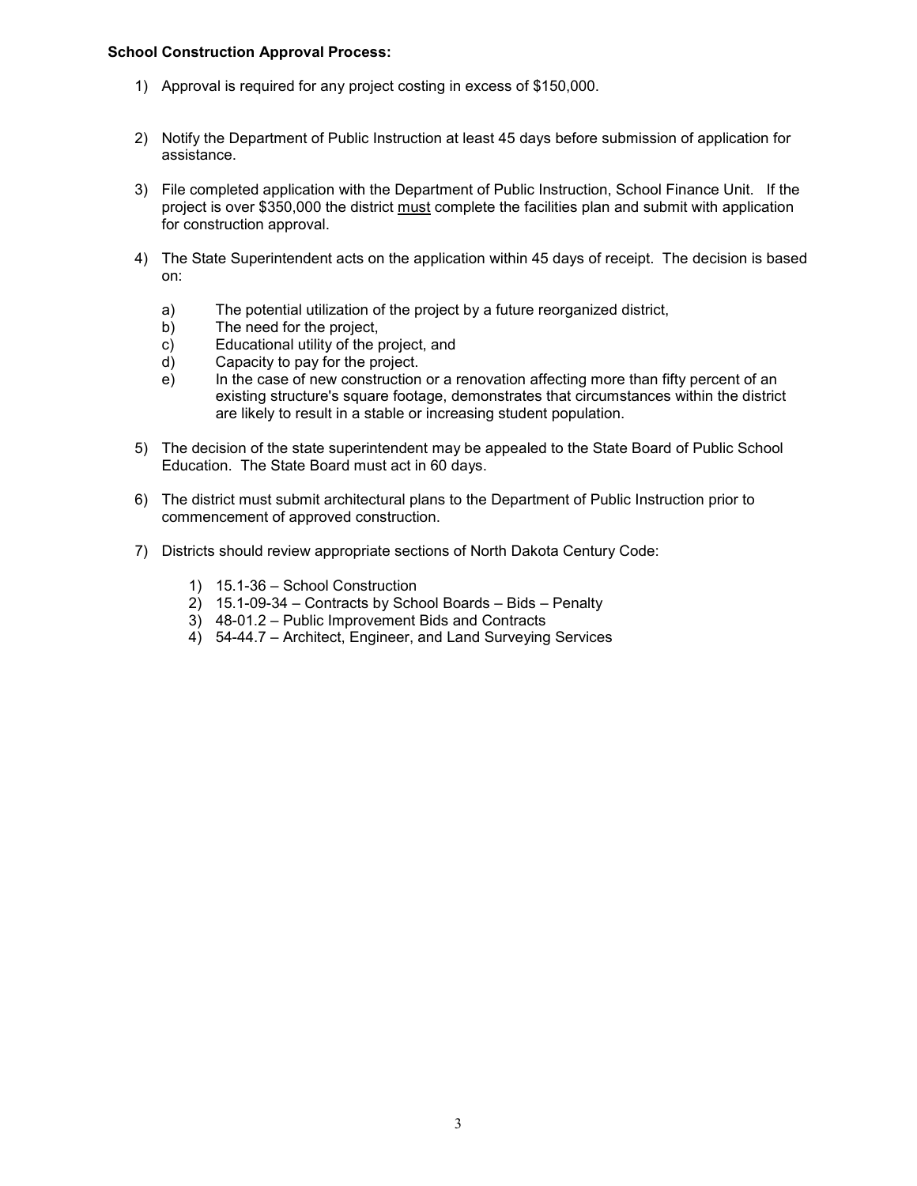**School Construction Approval Process:**

1) Approval is required for any project costing in excess of $150,000.

2) Notify the Department of Public Instruction at least 45 days before submission of application for assistance.

3) File completed application with the Department of Public Instruction, School Finance Unit. If the project is over $350,000 the district <u>must</u> complete the facilities plan and submit with application for construction approval.

4) The State Superintendent acts on the application within 45 days of receipt. The decision is based on:

   a) The potential utilization of the project by a future reorganized district,
   b) The need for the project,
   c) Educational utility of the project, and
   d) Capacity to pay for the project.
   e) In the case of new construction or a renovation affecting more than fifty percent of an existing structure's square footage, demonstrates that circumstances within the district are likely to result in a stable or increasing student population.

5) The decision of the state superintendent may be appealed to the State Board of Public School Education. The State Board must act in 60 days.

6) The district must submit architectural plans to the Department of Public Instruction prior to commencement of approved construction.

7) Districts should review appropriate sections of North Dakota Century Code:

   1) 15.1-36 – School Construction
   2) 15.1-09-34 – Contracts by School Boards – Bids – Penalty
   3) 48-01.2 – Public Improvement Bids and Contracts
   4) 54-44.7 – Architect, Engineer, and Land Surveying Services